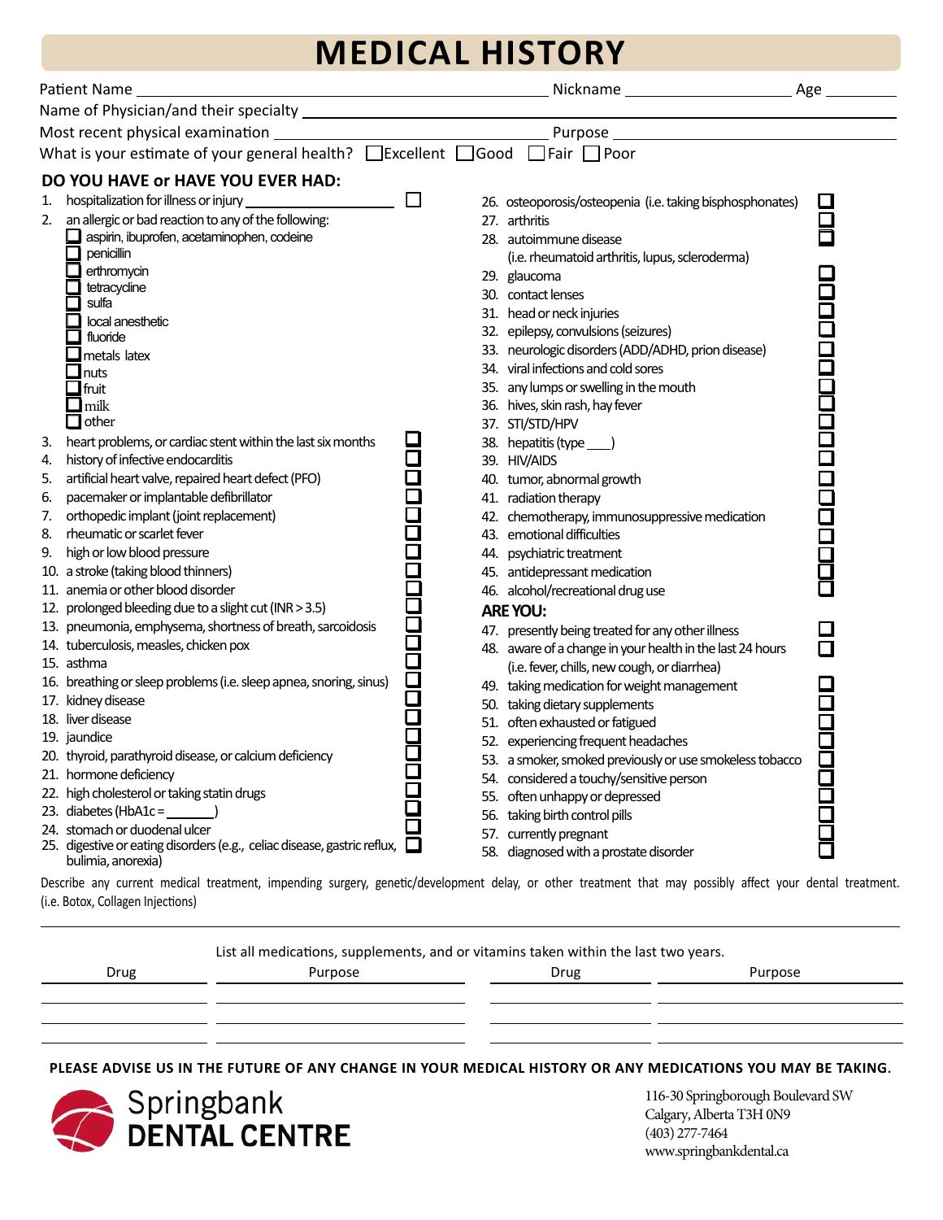# MEDICAL HISTORY

Patient Name ______________________ Nickname ____________ Age ______

Name of Physician/and their specialty ______________________

Most recent physical examination ______________________ Purpose ______________________

What is your estimate of your general health? ☐ Excellent ☐ Good ☐ Fair ☐ Poor

## DO YOU HAVE or HAVE YOU EVER HAD:

1. hospitalization for illness or injury ______________ ☐
2. an allergic or bad reaction to any of the following:
   - ☐ aspirin, ibuprofen, acetaminophen, codeine
   - ☐ penicillin
   - ☐ erthromycin
   - ☐ tetracycline
   - ☐ sulfa
   - ☐ local anesthetic
   - ☐ fluoride
   - ☐ metals latex
   - ☐ nuts
   - ☐ fruit
   - ☐ milk
   - ☐ other
3. heart problems, or cardiac stent within the last six months ☐
4. history of infective endocarditis ☐
5. artificial heart valve, repaired heart defect (PFO) ☐
6. pacemaker or implantable defibrillator ☐
7. orthopedic implant (joint replacement) ☐
8. rheumatic or scarlet fever ☐
9. high or low blood pressure ☐
10. a stroke (taking blood thinners) ☐
11. anemia or other blood disorder ☐
12. prolonged bleeding due to a slight cut (INR > 3.5) ☐
13. pneumonia, emphysema, shortness of breath, sarcoidosis ☐
14. tuberculosis, measles, chicken pox ☐
15. asthma ☐
16. breathing or sleep problems (i.e. sleep apnea, snoring, sinus) ☐
17. kidney disease ☐
18. liver disease ☐
19. jaundice ☐
20. thyroid, parathyroid disease, or calcium deficiency ☐
21. hormone deficiency ☐
22. high cholesterol or taking statin drugs ☐
23. diabetes (HbA1c = _______) ☐
24. stomach or duodenal ulcer ☐
25. digestive or eating disorders (e.g., celiac disease, gastric reflux, bulimia, anorexia) ☐
26. osteoporosis/osteopenia (i.e. taking bisphosphonates) ☐
27. arthritis ☐
28. autoimmune disease (i.e. rheumatoid arthritis, lupus, scleroderma) ☐
29. glaucoma ☐
30. contact lenses ☐
31. head or neck injuries ☐
32. epilepsy, convulsions (seizures) ☐
33. neurologic disorders (ADD/ADHD, prion disease) ☐
34. viral infections and cold sores ☐
35. any lumps or swelling in the mouth ☐
36. hives, skin rash, hay fever ☐
37. STI/STD/HPV ☐
38. hepatitis (type ___) ☐
39. HIV/AIDS ☐
40. tumor, abnormal growth ☐
41. radiation therapy ☐
42. chemotherapy, immunosuppressive medication ☐
43. emotional difficulties ☐
44. psychiatric treatment ☐
45. antidepressant medication ☐
46. alcohol/recreational drug use ☐

## ARE YOU:

47. presently being treated for any other illness ☐
48. aware of a change in your health in the last 24 hours (i.e. fever, chills, new cough, or diarrhea) ☐
49. taking medication for weight management ☐
50. taking dietary supplements ☐
51. often exhausted or fatigued ☐
52. experiencing frequent headaches ☐
53. a smoker, smoked previously or use smokeless tobacco ☐
54. considered a touchy/sensitive person ☐
55. often unhappy or depressed ☐
56. taking birth control pills ☐
57. currently pregnant ☐
58. diagnosed with a prostate disorder ☐

Describe any current medical treatment, impending surgery, genetic/development delay, or other treatment that may possibly affect your dental treatment. (i.e. Botox, Collagen Injections)

______________________________________________________________________

List all medications, supplements, and or vitamins taken within the last two years.

| Drug | Purpose | Drug | Purpose |
|---|---|---|---|
| | | | |
| | | | |
| | | | |

**PLEASE ADVISE US IN THE FUTURE OF ANY CHANGE IN YOUR MEDICAL HISTORY OR ANY MEDICATIONS YOU MAY BE TAKING.**

Springbank **DENTAL CENTRE**

116-30 Springborough Boulevard SW
Calgary, Alberta T3H 0N9
(403) 277-7464
www.springbankdental.ca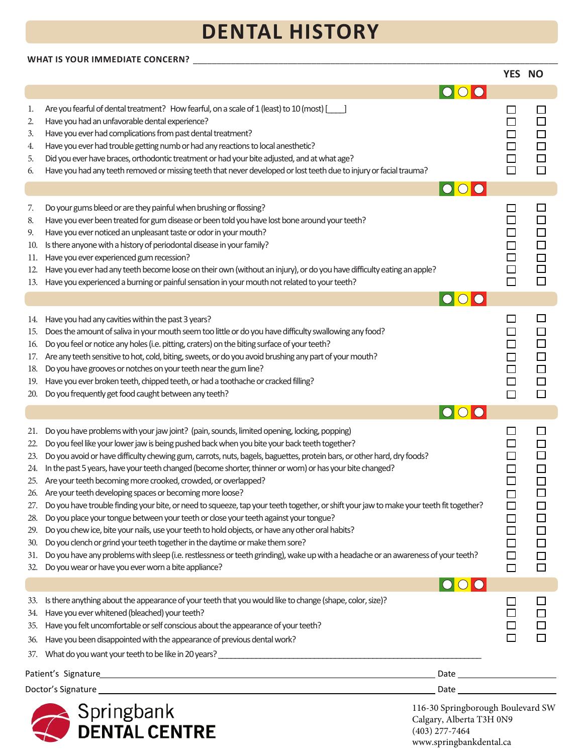# DENTAL HISTORY

**WHAT IS YOUR IMMEDIATE CONCERN?** ______________________________________________

| | | YES | NO |
|---|---|---|---|
| 1. | Are you fearful of dental treatment? How fearful, on a scale of 1 (least) to 10 (most) [____] | ☐ | ☐ |
| 2. | Have you had an unfavorable dental experience? | ☐ | ☐ |
| 3. | Have you ever had complications from past dental treatment? | ☐ | ☐ |
| 4. | Have you ever had trouble getting numb or had any reactions to local anesthetic? | ☐ | ☐ |
| 5. | Did you ever have braces, orthodontic treatment or had your bite adjusted, and at what age? | ☐ | ☐ |
| 6. | Have you had any teeth removed or missing teeth that never developed or lost teeth due to injury or facial trauma? | ☐ | ☐ |
| 7. | Do your gums bleed or are they painful when brushing or flossing? | ☐ | ☐ |
| 8. | Have you ever been treated for gum disease or been told you have lost bone around your teeth? | ☐ | ☐ |
| 9. | Have you ever noticed an unpleasant taste or odor in your mouth? | ☐ | ☐ |
| 10. | Is there anyone with a history of periodontal disease in your family? | ☐ | ☐ |
| 11. | Have you ever experienced gum recession? | ☐ | ☐ |
| 12. | Have you ever had any teeth become loose on their own (without an injury), or do you have difficulty eating an apple? | ☐ | ☐ |
| 13. | Have you experienced a burning or painful sensation in your mouth not related to your teeth? | ☐ | ☐ |
| 14. | Have you had any cavities within the past 3 years? | ☐ | ☐ |
| 15. | Does the amount of saliva in your mouth seem too little or do you have difficulty swallowing any food? | ☐ | ☐ |
| 16. | Do you feel or notice any holes (i.e. pitting, craters) on the biting surface of your teeth? | ☐ | ☐ |
| 17. | Are any teeth sensitive to hot, cold, biting, sweets, or do you avoid brushing any part of your mouth? | ☐ | ☐ |
| 18. | Do you have grooves or notches on your teeth near the gum line? | ☐ | ☐ |
| 19. | Have you ever broken teeth, chipped teeth, or had a toothache or cracked filling? | ☐ | ☐ |
| 20. | Do you frequently get food caught between any teeth? | ☐ | ☐ |
| 21. | Do you have problems with your jaw joint? (pain, sounds, limited opening, locking, popping) | ☐ | ☐ |
| 22. | Do you feel like your lower jaw is being pushed back when you bite your back teeth together? | ☐ | ☐ |
| 23. | Do you avoid or have difficulty chewing gum, carrots, nuts, bagels, baguettes, protein bars, or other hard, dry foods? | ☐ | ☐ |
| 24. | In the past 5 years, have your teeth changed (become shorter, thinner or worn) or has your bite changed? | ☐ | ☐ |
| 25. | Are your teeth becoming more crooked, crowded, or overlapped? | ☐ | ☐ |
| 26. | Are your teeth developing spaces or becoming more loose? | ☐ | ☐ |
| 27. | Do you have trouble finding your bite, or need to squeeze, tap your teeth together, or shift your jaw to make your teeth fit together? | ☐ | ☐ |
| 28. | Do you place your tongue between your teeth or close your teeth against your tongue? | ☐ | ☐ |
| 29. | Do you chew ice, bite your nails, use your teeth to hold objects, or have any other oral habits? | ☐ | ☐ |
| 30. | Do you clench or grind your teeth together in the daytime or make them sore? | ☐ | ☐ |
| 31. | Do you have any problems with sleep (i.e. restlessness or teeth grinding), wake up with a headache or an awareness of your teeth? | ☐ | ☐ |
| 32. | Do you wear or have you ever worn a bite appliance? | ☐ | ☐ |
| 33. | Is there anything about the appearance of your teeth that you would like to change (shape, color, size)? | ☐ | ☐ |
| 34. | Have you ever whitened (bleached) your teeth? | ☐ | ☐ |
| 35. | Have you felt uncomfortable or self conscious about the appearance of your teeth? | ☐ | ☐ |
| 36. | Have you been disappointed with the appearance of previous dental work? | ☐ | ☐ |

37. What do you want your teeth to be like in 20 years? ______________________________

Patient's Signature ______________________________ Date ____________

Doctor's Signature ______________________________ Date ____________

**Springbank DENTAL CENTRE**

116-30 Springborough Boulevard SW
Calgary, Alberta T3H 0N9
(403) 277-7464
www.springbankdental.ca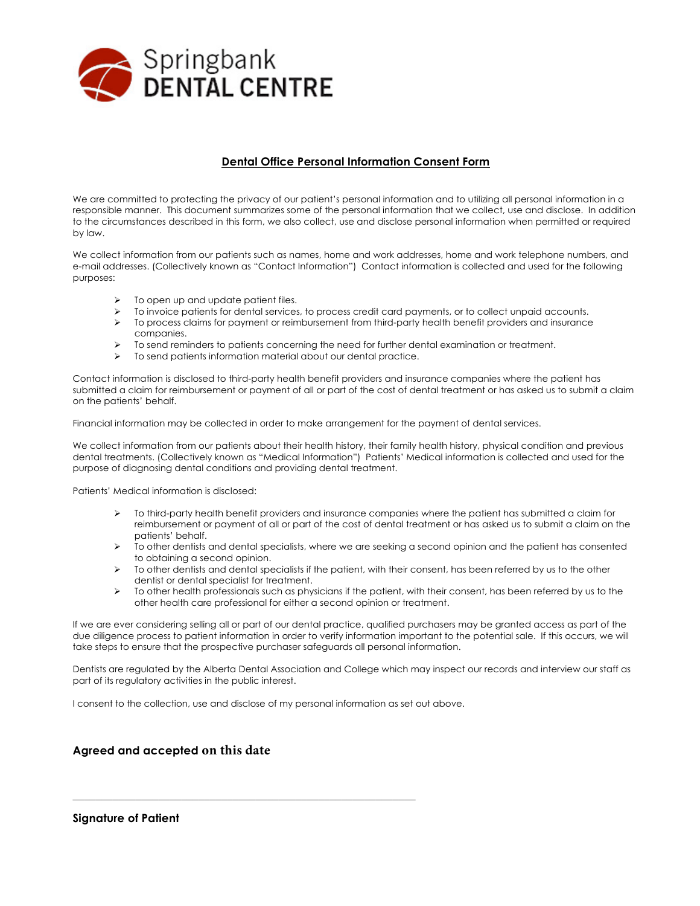Springbank
**DENTAL CENTRE**

## Dental Office Personal Information Consent Form

We are committed to protecting the privacy of our patient's personal information and to utilizing all personal information in a responsible manner. This document summarizes some of the personal information that we collect, use and disclose. In addition to the circumstances described in this form, we also collect, use and disclose personal information when permitted or required by law.

We collect information from our patients such as names, home and work addresses, home and work telephone numbers, and e-mail addresses. (Collectively known as "Contact Information") Contact information is collected and used for the following purposes:

- To open up and update patient files.
- To invoice patients for dental services, to process credit card payments, or to collect unpaid accounts.
- To process claims for payment or reimbursement from third-party health benefit providers and insurance companies.
- To send reminders to patients concerning the need for further dental examination or treatment.
- To send patients information material about our dental practice.

Contact information is disclosed to third-party health benefit providers and insurance companies where the patient has submitted a claim for reimbursement or payment of all or part of the cost of dental treatment or has asked us to submit a claim on the patients' behalf.

Financial information may be collected in order to make arrangement for the payment of dental services.

We collect information from our patients about their health history, their family health history, physical condition and previous dental treatments. (Collectively known as "Medical Information") Patients' Medical information is collected and used for the purpose of diagnosing dental conditions and providing dental treatment.

Patients' Medical information is disclosed:

- To third-party health benefit providers and insurance companies where the patient has submitted a claim for reimbursement or payment of all or part of the cost of dental treatment or has asked us to submit a claim on the patients' behalf.
- To other dentists and dental specialists, where we are seeking a second opinion and the patient has consented to obtaining a second opinion.
- To other dentists and dental specialists if the patient, with their consent, has been referred by us to the other dentist or dental specialist for treatment.
- To other health professionals such as physicians if the patient, with their consent, has been referred by us to the other health care professional for either a second opinion or treatment.

If we are ever considering selling all or part of our dental practice, qualified purchasers may be granted access as part of the due diligence process to patient information in order to verify information important to the potential sale. If this occurs, we will take steps to ensure that the prospective purchaser safeguards all personal information.

Dentists are regulated by the Alberta Dental Association and College which may inspect our records and interview our staff as part of its regulatory activities in the public interest.

I consent to the collection, use and disclose of my personal information as set out above.

**Agreed and accepted on this date**

\_\_\_\_\_\_\_\_\_\_\_\_\_\_\_\_\_\_\_\_\_\_\_\_\_\_\_\_\_\_\_\_\_\_\_\_\_\_\_\_\_\_\_\_\_\_\_\_\_\_\_\_

**Signature of Patient**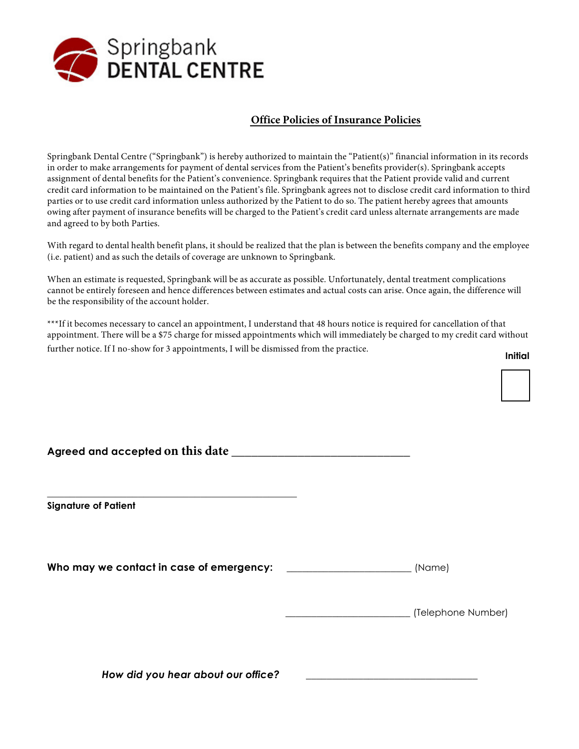Springbank
DENTAL CENTRE

## Office Policies of Insurance Policies

Springbank Dental Centre ("Springbank") is hereby authorized to maintain the "Patient(s)" financial information in its records in order to make arrangements for payment of dental services from the Patient's benefits provider(s). Springbank accepts assignment of dental benefits for the Patient's convenience. Springbank requires that the Patient provide valid and current credit card information to be maintained on the Patient's file. Springbank agrees not to disclose credit card information to third parties or to use credit card information unless authorized by the Patient to do so. The patient hereby agrees that amounts owing after payment of insurance benefits will be charged to the Patient's credit card unless alternate arrangements are made and agreed to by both Parties.

With regard to dental health benefit plans, it should be realized that the plan is between the benefits company and the employee (i.e. patient) and as such the details of coverage are unknown to Springbank.

When an estimate is requested, Springbank will be as accurate as possible. Unfortunately, dental treatment complications cannot be entirely foreseen and hence differences between estimates and actual costs can arise. Once again, the difference will be the responsibility of the account holder.

***If it becomes necessary to cancel an appointment, I understand that 48 hours notice is required for cancellation of that appointment. There will be a $75 charge for missed appointments which will immediately be charged to my credit card without further notice. If I no-show for 3 appointments, I will be dismissed from the practice.

**Initial** ☐

**Agreed and accepted on this date** ______________________________

______________________________
**Signature of Patient**

**Who may we contact in case of emergency:** ____________________ (Name)

____________________ (Telephone Number)

***How did you hear about our office?*** ______________________________